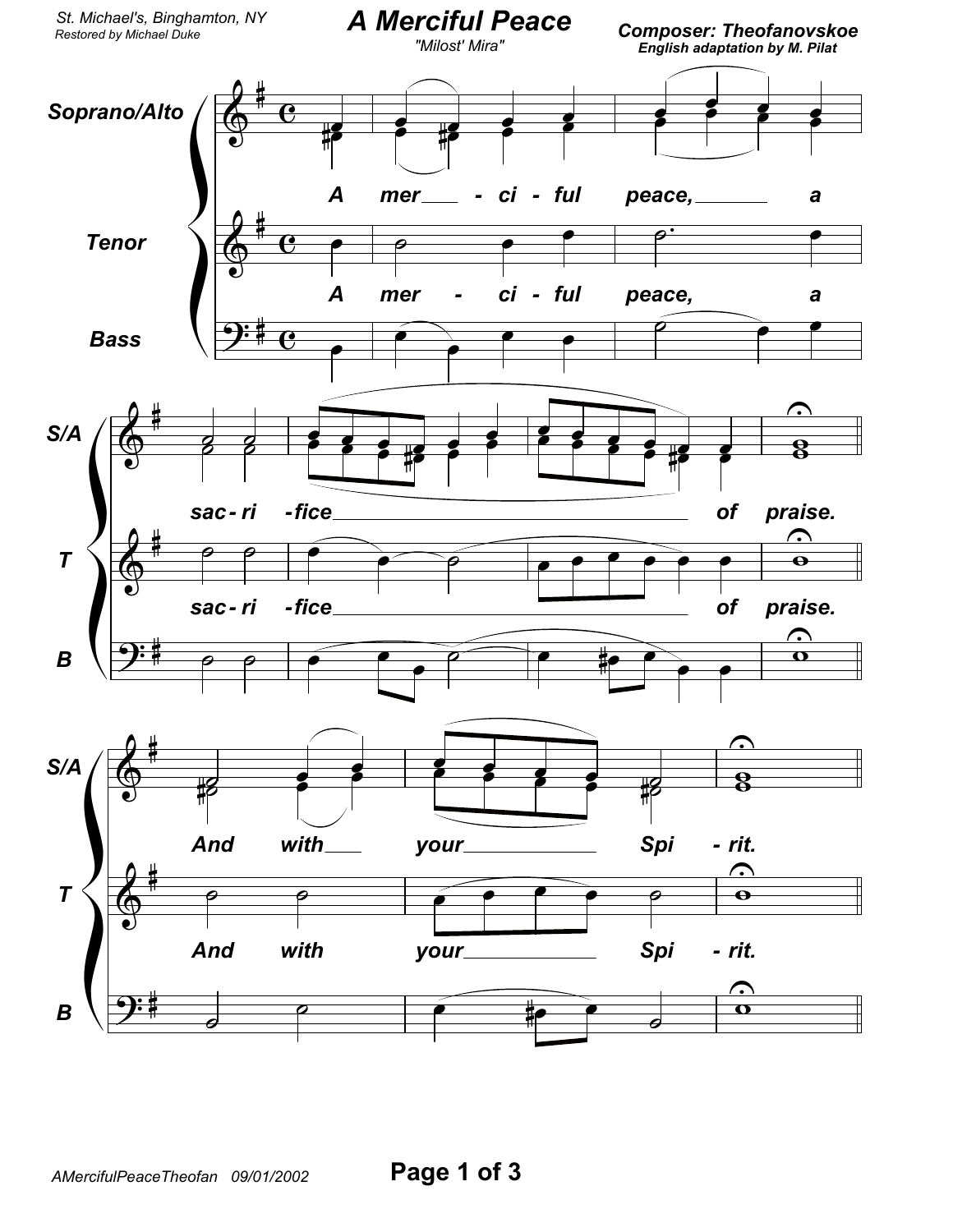St. Michael's, Binghamton, NY
Restored by Michael Duke

# A Merciful Peace

"Milost' Mira"

**Composer: Theofanovskoe**
**English adaptation by M. Pilat**

Soprano/Alto

Tenor

Bass

A mer - ci - ful peace, a sac - ri - fice of praise.

And with your Spi - rit.

AMercifulPeaceTheofan 09/01/2002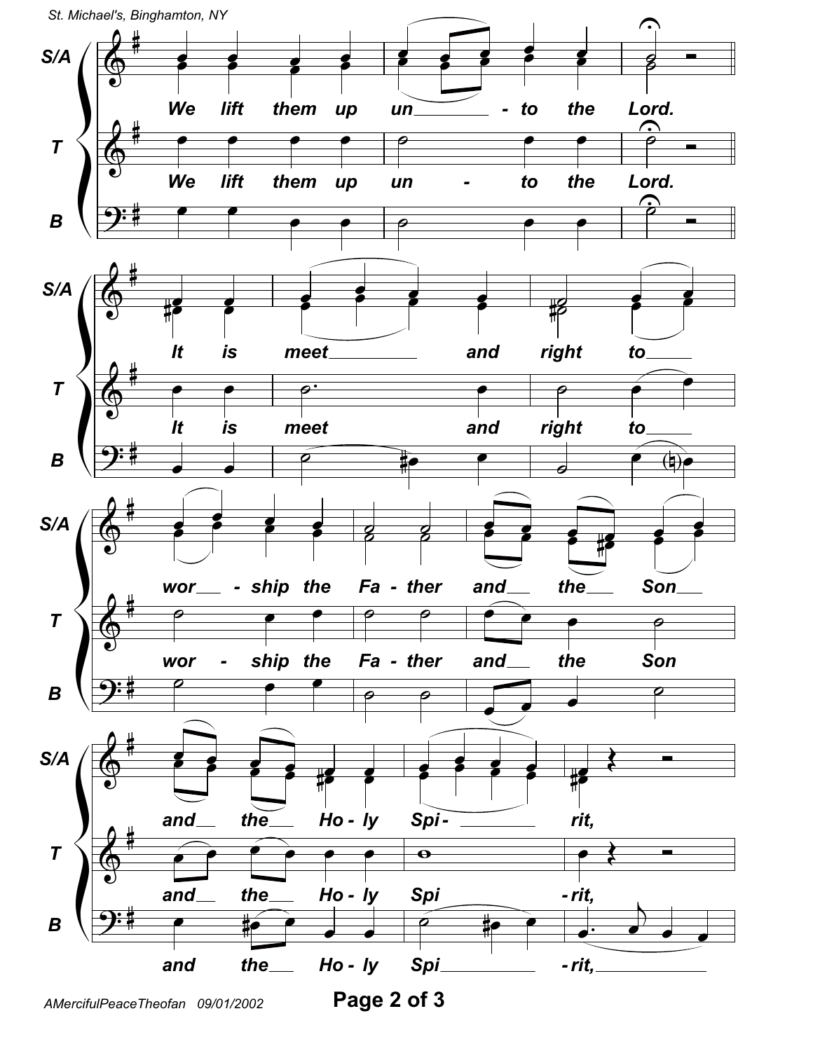St. Michael's, Binghamton, NY

S/A: We lift them up un - to the Lord.

T: We lift them up un - to the Lord.

B

S/A: It is meet and right to

T: It is meet and right to

B

S/A: wor - ship the Fa - ther and the Son

T: wor - ship the Fa - ther and the Son

B

S/A: and the Ho - ly Spi - rit,

T: and the Ho - ly Spi - rit,

B: and the Ho - ly Spi - rit,

AMercifulPeaceTheofan 09/01/2002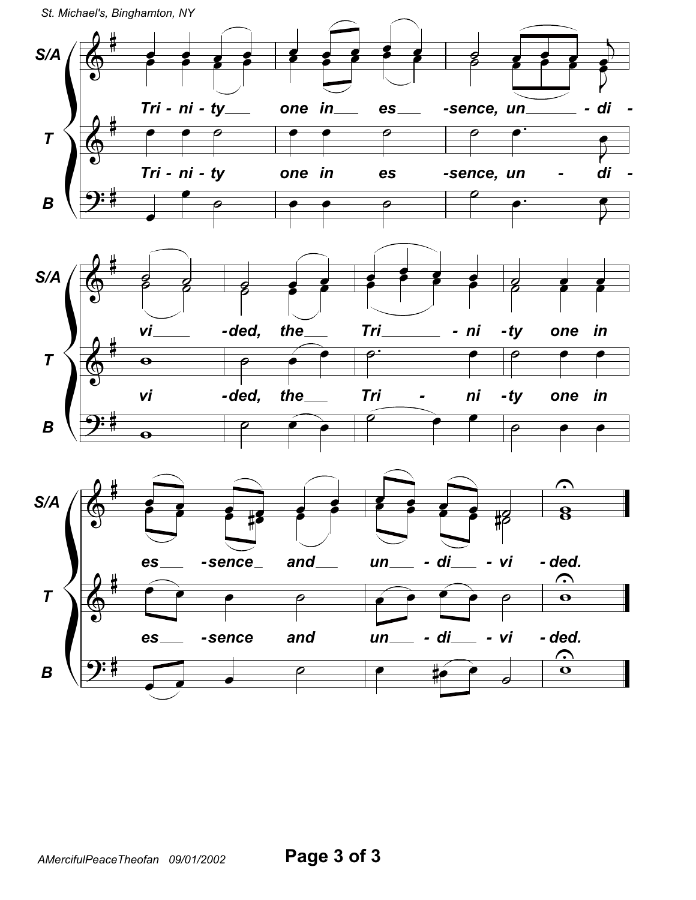S/A

Tri - ni - ty one in es -sence, un - di - vi -ded, the Tri - ni -ty one in es -sence and un - di - vi - ded.

T

Tri - ni - ty one in es -sence, un - di - vi -ded, the Tri - ni -ty one in es -sence and un - di - vi - ded.

B